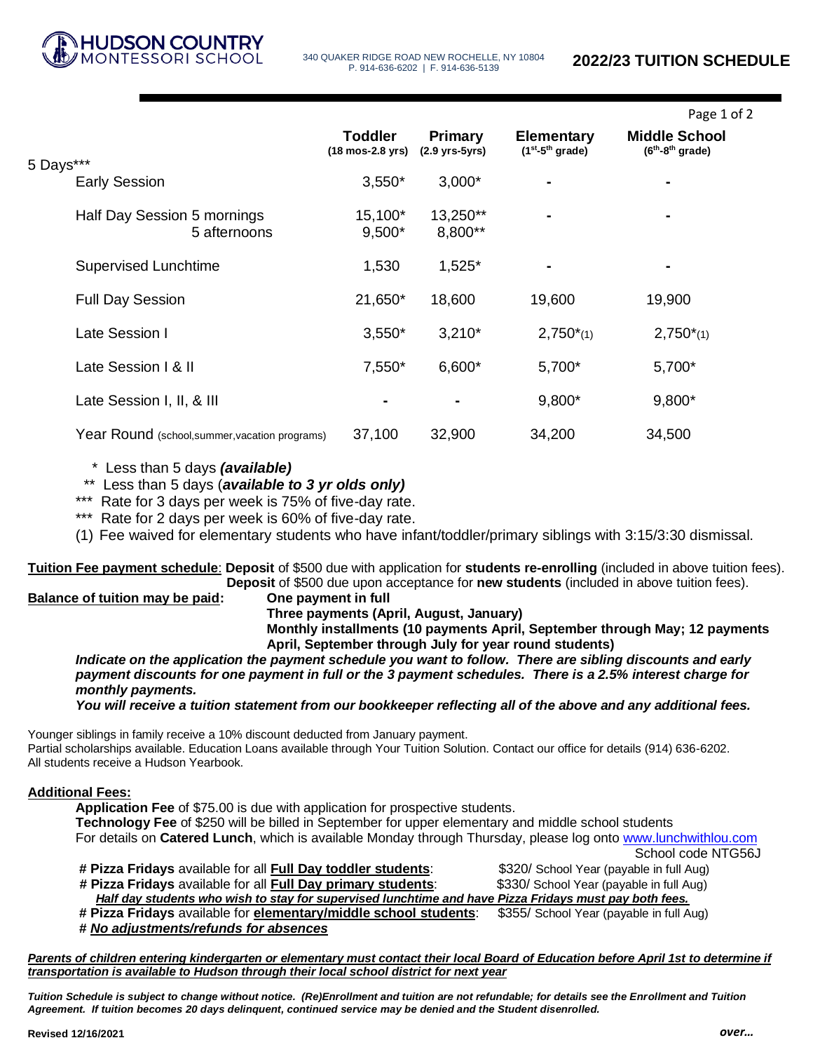# HUDSON COUNTRY MONTESSORI SCHOOL

340 QUAKER RIDGE ROAD NEW ROCHELLE, NY 10804
P. 914-636-6202 | F. 914-636-5139

## 2022/23 TUITION SCHEDULE

| 5 Days*** | Toddler (18 mos-2.8 yrs) | Primary (2.9 yrs-5yrs) | Elementary (1st-5th grade) | Middle School (6th-8th grade) |
|---|---|---|---|---|
| Early Session | 3,550* | 3,000* | - | - |
| Half Day Session 5 mornings | 15,100* | 13,250** | - | - |
| 5 afternoons | 9,500* | 8,800** | | |
| Supervised Lunchtime | 1,530 | 1,525* | - | - |
| Full Day Session | 21,650* | 18,600 | 19,600 | 19,900 |
| Late Session I | 3,550* | 3,210* | 2,750*(1) | 2,750*(1) |
| Late Session I & II | 7,550* | 6,600* | 5,700* | 5,700* |
| Late Session I, II, & III | - | - | 9,800* | 9,800* |
| Year Round (school,summer,vacation programs) | 37,100 | 32,900 | 34,200 | 34,500 |

\* Less than 5 days ***(available)***
\*\* Less than 5 days (***available to 3 yr olds only)***
\*\*\* Rate for 3 days per week is 75% of five-day rate.
\*\*\* Rate for 2 days per week is 60% of five-day rate.
(1) Fee waived for elementary students who have infant/toddler/primary siblings with 3:15/3:30 dismissal.

**Tuition Fee payment schedule**: **Deposit** of $500 due with application for **students re-enrolling** (included in above tuition fees).
**Deposit** of $500 due upon acceptance for **new students** (included in above tuition fees).

**Balance of tuition may be paid:**
- **One payment in full**
- **Three payments (April, August, January)**
- **Monthly installments (10 payments April, September through May; 12 payments April, September through July for year round students)**

***Indicate on the application the payment schedule you want to follow. There are sibling discounts and early payment discounts for one payment in full or the 3 payment schedules. There is a 2.5% interest charge for monthly payments.***
***You will receive a tuition statement from our bookkeeper reflecting all of the above and any additional fees.***

Younger siblings in family receive a 10% discount deducted from January payment.
Partial scholarships available. Education Loans available through Your Tuition Solution. Contact our office for details (914) 636-6202.
All students receive a Hudson Yearbook.

**Additional Fees:**

**Application Fee** of $75.00 is due with application for prospective students.
**Technology Fee** of $250 will be billed in September for upper elementary and middle school students
For details on **Catered Lunch**, which is available Monday through Thursday, please log onto www.lunchwithlou.com School code NTG56J

\# **Pizza Fridays** available for all **Full Day toddler students**: $320/ School Year (payable in full Aug)
\# **Pizza Fridays** available for all **Full Day primary students**: $330/ School Year (payable in full Aug)
***Half day students who wish to stay for supervised lunchtime and have Pizza Fridays must pay both fees.***
\# **Pizza Fridays** available for **elementary/middle school students**: $355/ School Year (payable in full Aug)
\# ***No adjustments/refunds for absences***

***Parents of children entering kindergarten or elementary must contact their local Board of Education before April 1st to determine if transportation is available to Hudson through their local school district for next year***

***Tuition Schedule is subject to change without notice. (Re)Enrollment and tuition are not refundable; for details see the Enrollment and Tuition Agreement. If tuition becomes 20 days delinquent, continued service may be denied and the Student disenrolled.***

**Revised 12/16/2021**

*over...*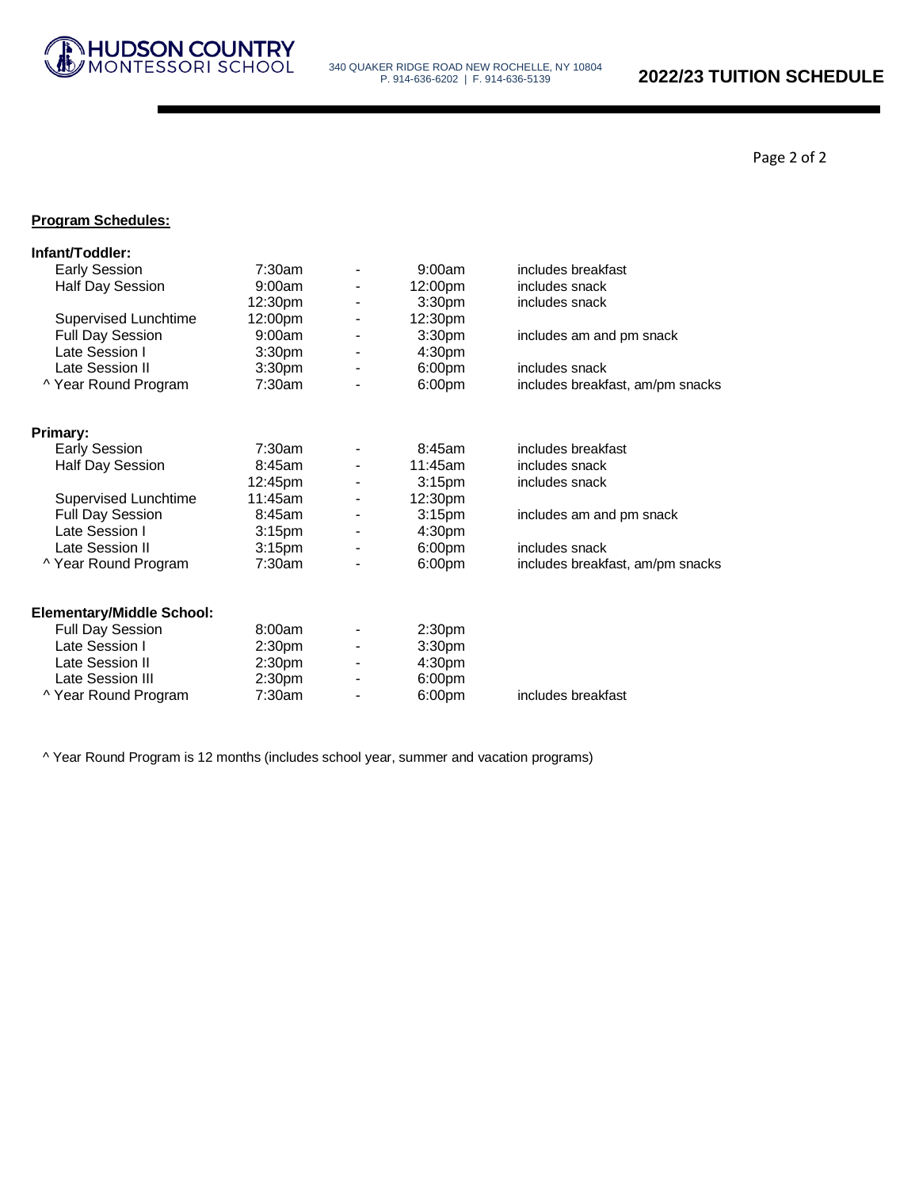**Program Schedules:**

**Infant/Toddler:**

| | | | | |
|---|---|---|---|---|
| Early Session | 7:30am | - | 9:00am | includes breakfast |
| Half Day Session | 9:00am | - | 12:00pm | includes snack |
| | 12:30pm | - | 3:30pm | includes snack |
| Supervised Lunchtime | 12:00pm | - | 12:30pm | |
| Full Day Session | 9:00am | - | 3:30pm | includes am and pm snack |
| Late Session I | 3:30pm | - | 4:30pm | |
| Late Session II | 3:30pm | - | 6:00pm | includes snack |
| ^ Year Round Program | 7:30am | - | 6:00pm | includes breakfast, am/pm snacks |

**Primary:**

| | | | | |
|---|---|---|---|---|
| Early Session | 7:30am | - | 8:45am | includes breakfast |
| Half Day Session | 8:45am | - | 11:45am | includes snack |
| | 12:45pm | - | 3:15pm | includes snack |
| Supervised Lunchtime | 11:45am | - | 12:30pm | |
| Full Day Session | 8:45am | - | 3:15pm | includes am and pm snack |
| Late Session I | 3:15pm | - | 4:30pm | |
| Late Session II | 3:15pm | - | 6:00pm | includes snack |
| ^ Year Round Program | 7:30am | - | 6:00pm | includes breakfast, am/pm snacks |

**Elementary/Middle School:**

| | | | | |
|---|---|---|---|---|
| Full Day Session | 8:00am | - | 2:30pm | |
| Late Session I | 2:30pm | - | 3:30pm | |
| Late Session II | 2:30pm | - | 4:30pm | |
| Late Session III | 2:30pm | - | 6:00pm | |
| ^ Year Round Program | 7:30am | - | 6:00pm | includes breakfast |

^ Year Round Program is 12 months (includes school year, summer and vacation programs)